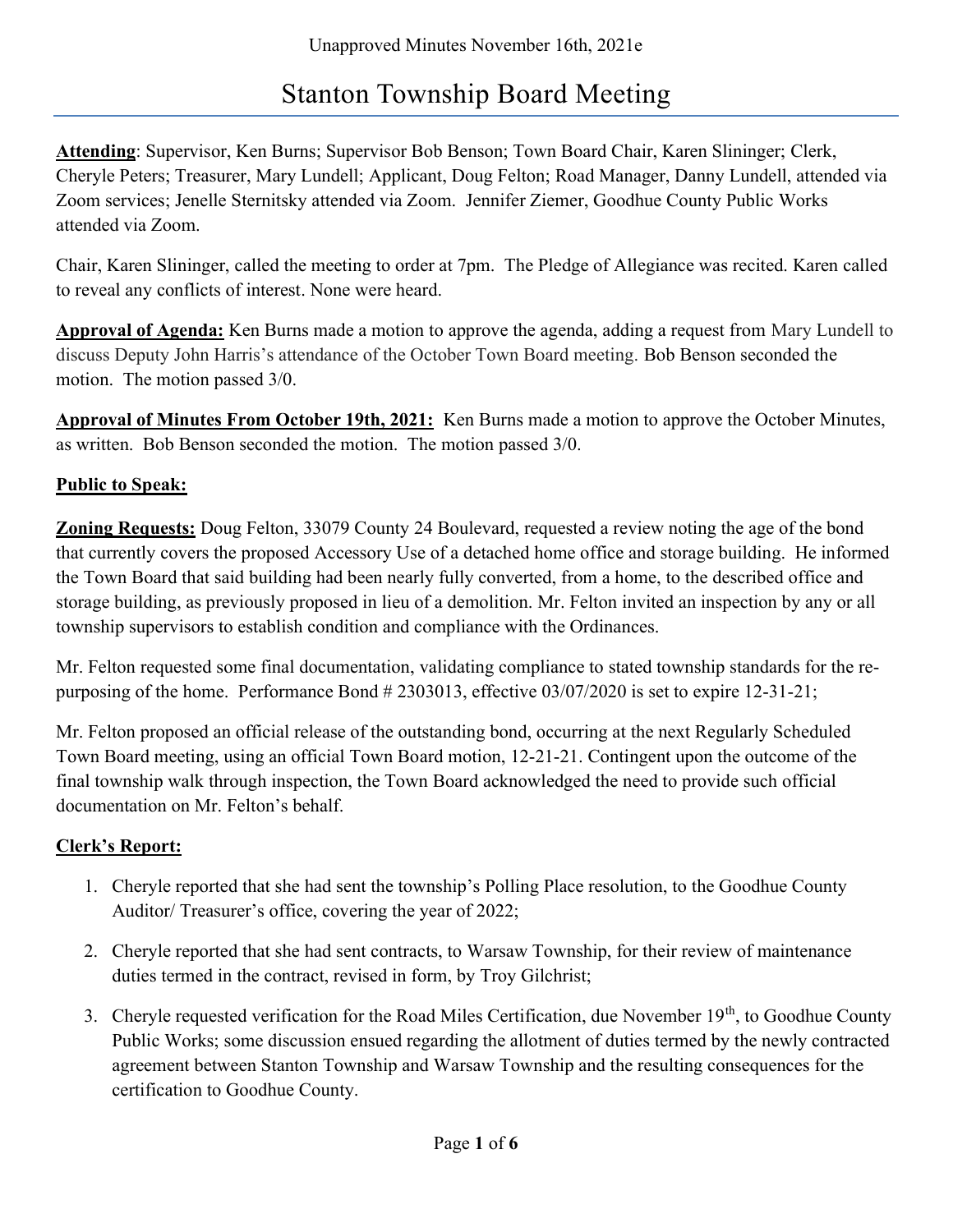Unapproved Minutes November 16th, 2021e

# Stanton Township Board Meeting

**Attending**: Supervisor, Ken Burns; Supervisor Bob Benson; Town Board Chair, Karen Slininger; Clerk, Cheryle Peters; Treasurer, Mary Lundell; Applicant, Doug Felton; Road Manager, Danny Lundell, attended via Zoom services; Jenelle Sternitsky attended via Zoom. Jennifer Ziemer, Goodhue County Public Works attended via Zoom.

Chair, Karen Slininger, called the meeting to order at 7pm. The Pledge of Allegiance was recited. Karen called to reveal any conflicts of interest. None were heard.

**Approval of Agenda:** Ken Burns made a motion to approve the agenda, adding a request from Mary Lundell to discuss Deputy John Harris's attendance of the October Town Board meeting. Bob Benson seconded the motion. The motion passed 3/0.

**Approval of Minutes From October 19th, 2021:** Ken Burns made a motion to approve the October Minutes, as written. Bob Benson seconded the motion. The motion passed 3/0.

**Public to Speak:**

**Zoning Requests:** Doug Felton, 33079 County 24 Boulevard, requested a review noting the age of the bond that currently covers the proposed Accessory Use of a detached home office and storage building. He informed the Town Board that said building had been nearly fully converted, from a home, to the described office and storage building, as previously proposed in lieu of a demolition. Mr. Felton invited an inspection by any or all township supervisors to establish condition and compliance with the Ordinances.

Mr. Felton requested some final documentation, validating compliance to stated township standards for the re-purposing of the home. Performance Bond # 2303013, effective 03/07/2020 is set to expire 12-31-21;

Mr. Felton proposed an official release of the outstanding bond, occurring at the next Regularly Scheduled Town Board meeting, using an official Town Board motion, 12-21-21. Contingent upon the outcome of the final township walk through inspection, the Town Board acknowledged the need to provide such official documentation on Mr. Felton's behalf.

**Clerk's Report:**

1. Cheryle reported that she had sent the township's Polling Place resolution, to the Goodhue County Auditor/ Treasurer's office, covering the year of 2022;

2. Cheryle reported that she had sent contracts, to Warsaw Township, for their review of maintenance duties termed in the contract, revised in form, by Troy Gilchrist;

3. Cheryle requested verification for the Road Miles Certification, due November 19th, to Goodhue County Public Works; some discussion ensued regarding the allotment of duties termed by the newly contracted agreement between Stanton Township and Warsaw Township and the resulting consequences for the certification to Goodhue County.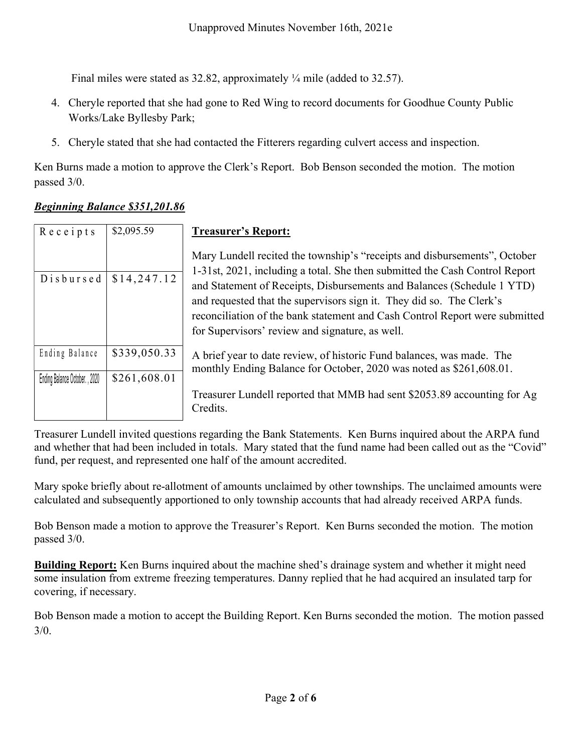Final miles were stated as 32.82, approximately ¼ mile (added to 32.57).

4. Cheryle reported that she had gone to Red Wing to record documents for Goodhue County Public Works/Lake Byllesby Park;
5. Cheryle stated that she had contacted the Fitterers regarding culvert access and inspection.

Ken Burns made a motion to approve the Clerk's Report. Bob Benson seconded the motion. The motion passed 3/0.

***Beginning Balance $351,201.86***

| Receipts | $2,095.59 |
|---|---|
| Disbursed | $14,247.12 |
| Ending Balance | $339,050.33 |
| Ending Balance October., 2020 | $261,608.01 |

**Treasurer's Report:**

Mary Lundell recited the township's "receipts and disbursements", October 1-31st, 2021, including a total. She then submitted the Cash Control Report and Statement of Receipts, Disbursements and Balances (Schedule 1 YTD) and requested that the supervisors sign it. They did so. The Clerk's reconciliation of the bank statement and Cash Control Report were submitted for Supervisors' review and signature, as well.

A brief year to date review, of historic Fund balances, was made. The monthly Ending Balance for October, 2020 was noted as $261,608.01.

Treasurer Lundell reported that MMB had sent $2053.89 accounting for Ag Credits.

Treasurer Lundell invited questions regarding the Bank Statements. Ken Burns inquired about the ARPA fund and whether that had been included in totals. Mary stated that the fund name had been called out as the "Covid" fund, per request, and represented one half of the amount accredited.

Mary spoke briefly about re-allotment of amounts unclaimed by other townships. The unclaimed amounts were calculated and subsequently apportioned to only township accounts that had already received ARPA funds.

Bob Benson made a motion to approve the Treasurer's Report. Ken Burns seconded the motion. The motion passed 3/0.

**Building Report:** Ken Burns inquired about the machine shed's drainage system and whether it might need some insulation from extreme freezing temperatures. Danny replied that he had acquired an insulated tarp for covering, if necessary.

Bob Benson made a motion to accept the Building Report. Ken Burns seconded the motion. The motion passed 3/0.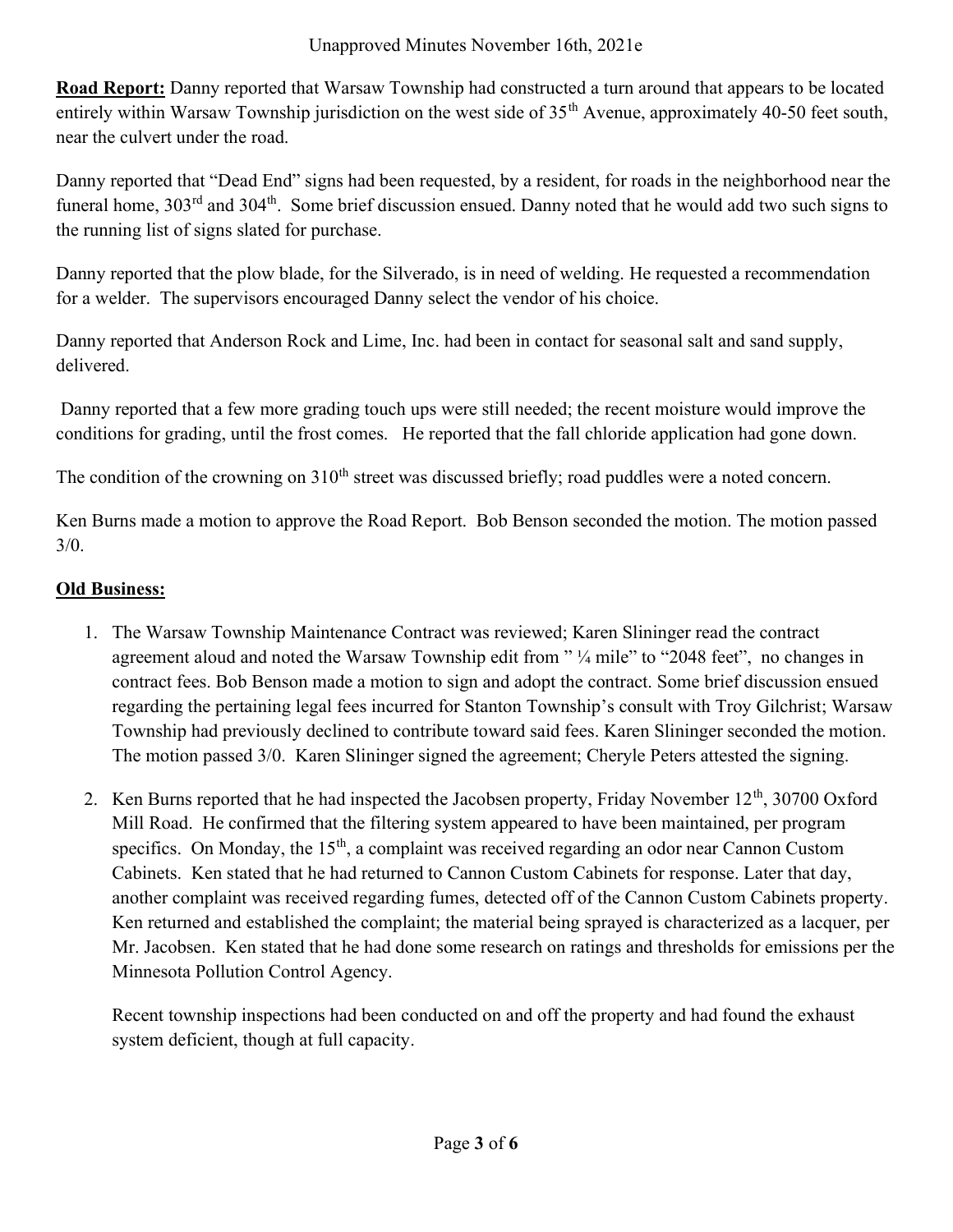**Road Report:** Danny reported that Warsaw Township had constructed a turn around that appears to be located entirely within Warsaw Township jurisdiction on the west side of 35th Avenue, approximately 40-50 feet south, near the culvert under the road.

Danny reported that "Dead End" signs had been requested, by a resident, for roads in the neighborhood near the funeral home, 303rd and 304th. Some brief discussion ensued. Danny noted that he would add two such signs to the running list of signs slated for purchase.

Danny reported that the plow blade, for the Silverado, is in need of welding. He requested a recommendation for a welder. The supervisors encouraged Danny select the vendor of his choice.

Danny reported that Anderson Rock and Lime, Inc. had been in contact for seasonal salt and sand supply, delivered.

Danny reported that a few more grading touch ups were still needed; the recent moisture would improve the conditions for grading, until the frost comes. He reported that the fall chloride application had gone down.

The condition of the crowning on 310th street was discussed briefly; road puddles were a noted concern.

Ken Burns made a motion to approve the Road Report. Bob Benson seconded the motion. The motion passed 3/0.

## Old Business:

1. The Warsaw Township Maintenance Contract was reviewed; Karen Slininger read the contract agreement aloud and noted the Warsaw Township edit from " ¼ mile" to "2048 feet", no changes in contract fees. Bob Benson made a motion to sign and adopt the contract. Some brief discussion ensued regarding the pertaining legal fees incurred for Stanton Township's consult with Troy Gilchrist; Warsaw Township had previously declined to contribute toward said fees. Karen Slininger seconded the motion. The motion passed 3/0. Karen Slininger signed the agreement; Cheryle Peters attested the signing.

2. Ken Burns reported that he had inspected the Jacobsen property, Friday November 12th, 30700 Oxford Mill Road. He confirmed that the filtering system appeared to have been maintained, per program specifics. On Monday, the 15th, a complaint was received regarding an odor near Cannon Custom Cabinets. Ken stated that he had returned to Cannon Custom Cabinets for response. Later that day, another complaint was received regarding fumes, detected off of the Cannon Custom Cabinets property. Ken returned and established the complaint; the material being sprayed is characterized as a lacquer, per Mr. Jacobsen. Ken stated that he had done some research on ratings and thresholds for emissions per the Minnesota Pollution Control Agency.

   Recent township inspections had been conducted on and off the property and had found the exhaust system deficient, though at full capacity.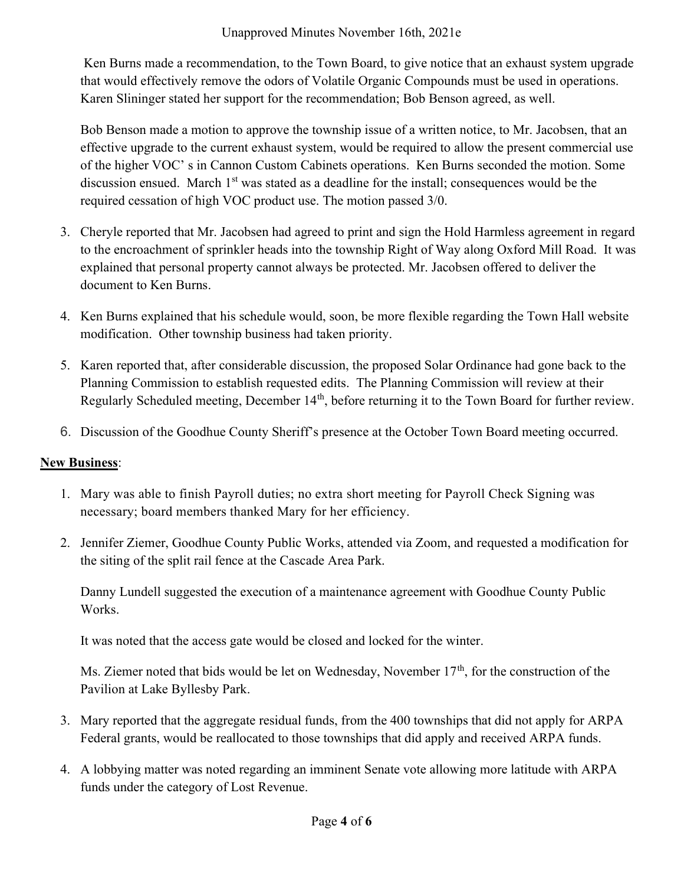Ken Burns made a recommendation, to the Town Board, to give notice that an exhaust system upgrade that would effectively remove the odors of Volatile Organic Compounds must be used in operations. Karen Slininger stated her support for the recommendation; Bob Benson agreed, as well.

Bob Benson made a motion to approve the township issue of a written notice, to Mr. Jacobsen, that an effective upgrade to the current exhaust system, would be required to allow the present commercial use of the higher VOC' s in Cannon Custom Cabinets operations. Ken Burns seconded the motion. Some discussion ensued. March 1st was stated as a deadline for the install; consequences would be the required cessation of high VOC product use. The motion passed 3/0.

3. Cheryle reported that Mr. Jacobsen had agreed to print and sign the Hold Harmless agreement in regard to the encroachment of sprinkler heads into the township Right of Way along Oxford Mill Road. It was explained that personal property cannot always be protected. Mr. Jacobsen offered to deliver the document to Ken Burns.

4. Ken Burns explained that his schedule would, soon, be more flexible regarding the Town Hall website modification. Other township business had taken priority.

5. Karen reported that, after considerable discussion, the proposed Solar Ordinance had gone back to the Planning Commission to establish requested edits. The Planning Commission will review at their Regularly Scheduled meeting, December 14th, before returning it to the Town Board for further review.

6. Discussion of the Goodhue County Sheriff's presence at the October Town Board meeting occurred.

**New Business**:

1. Mary was able to finish Payroll duties; no extra short meeting for Payroll Check Signing was necessary; board members thanked Mary for her efficiency.

2. Jennifer Ziemer, Goodhue County Public Works, attended via Zoom, and requested a modification for the siting of the split rail fence at the Cascade Area Park.

   Danny Lundell suggested the execution of a maintenance agreement with Goodhue County Public Works.

   It was noted that the access gate would be closed and locked for the winter.

   Ms. Ziemer noted that bids would be let on Wednesday, November 17th, for the construction of the Pavilion at Lake Byllesby Park.

3. Mary reported that the aggregate residual funds, from the 400 townships that did not apply for ARPA Federal grants, would be reallocated to those townships that did apply and received ARPA funds.

4. A lobbying matter was noted regarding an imminent Senate vote allowing more latitude with ARPA funds under the category of Lost Revenue.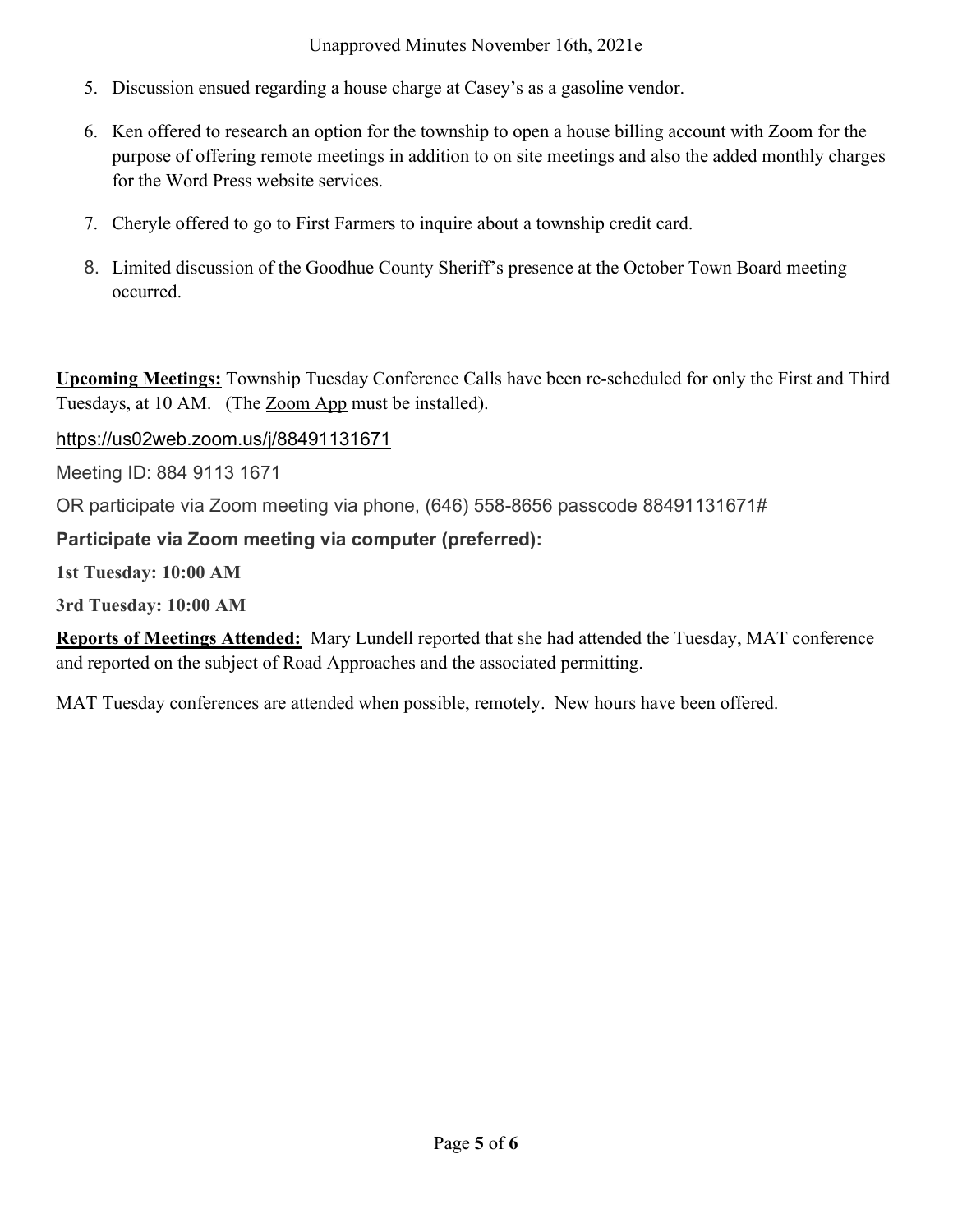5. Discussion ensued regarding a house charge at Casey's as a gasoline vendor.
6. Ken offered to research an option for the township to open a house billing account with Zoom for the purpose of offering remote meetings in addition to on site meetings and also the added monthly charges for the Word Press website services.
7. Cheryle offered to go to First Farmers to inquire about a township credit card.
8. Limited discussion of the Goodhue County Sheriff's presence at the October Town Board meeting occurred.

**Upcoming Meetings:** Township Tuesday Conference Calls have been re-scheduled for only the First and Third Tuesdays, at 10 AM. (The Zoom App must be installed).

https://us02web.zoom.us/j/88491131671

Meeting ID: 884 9113 1671

OR participate via Zoom meeting via phone, (646) 558-8656 passcode 88491131671#

**Participate via Zoom meeting via computer (preferred):**

**1st Tuesday: 10:00 AM**

**3rd Tuesday: 10:00 AM**

**Reports of Meetings Attended:** Mary Lundell reported that she had attended the Tuesday, MAT conference and reported on the subject of Road Approaches and the associated permitting.

MAT Tuesday conferences are attended when possible, remotely. New hours have been offered.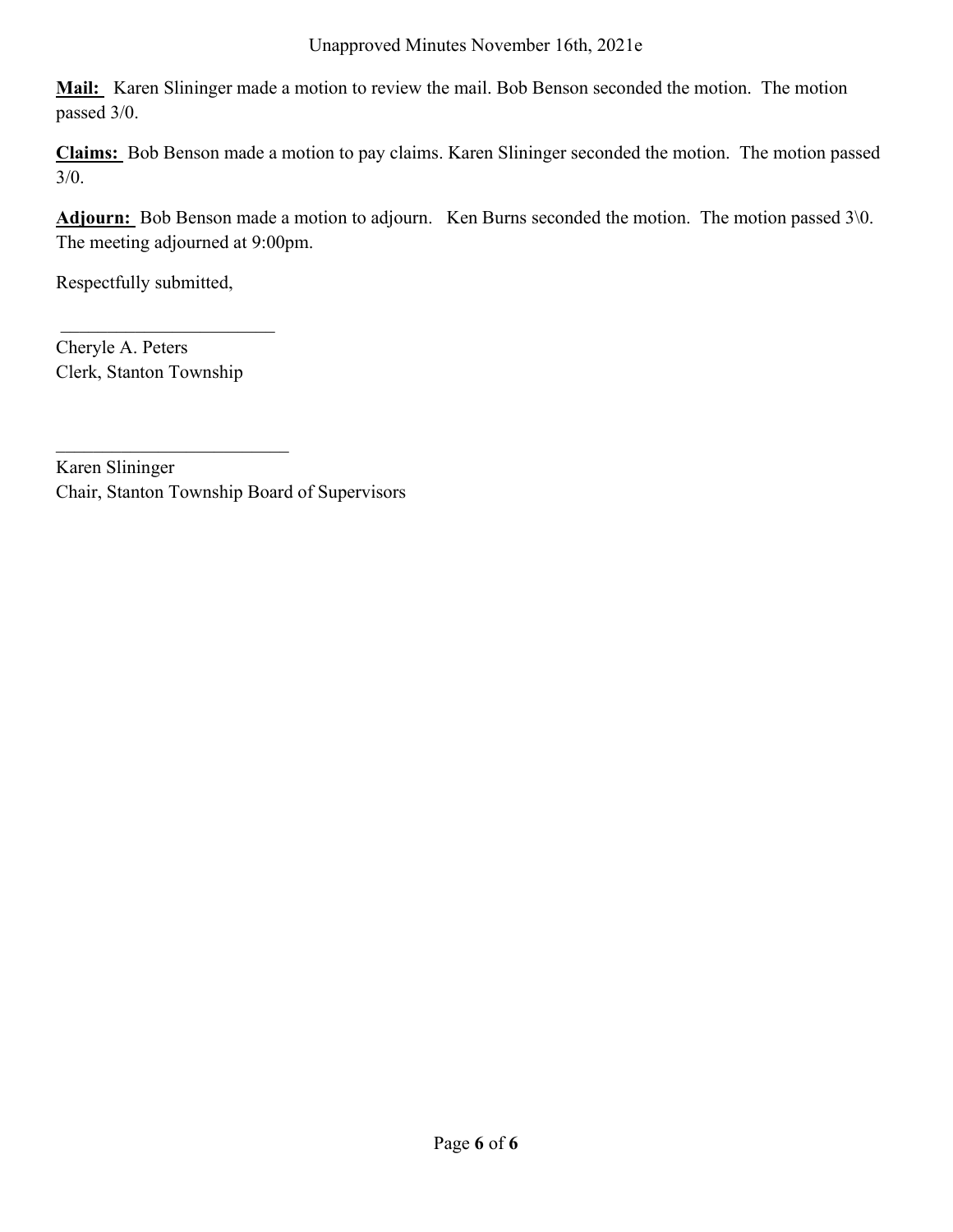**Mail:** Karen Slininger made a motion to review the mail. Bob Benson seconded the motion. The motion passed 3/0.

**Claims:** Bob Benson made a motion to pay claims. Karen Slininger seconded the motion. The motion passed 3/0.

**Adjourn:** Bob Benson made a motion to adjourn. Ken Burns seconded the motion. The motion passed 3\0. The meeting adjourned at 9:00pm.

Respectfully submitted,

________________________

Cheryle A. Peters
Clerk, Stanton Township

__________________________

Karen Slininger
Chair, Stanton Township Board of Supervisors